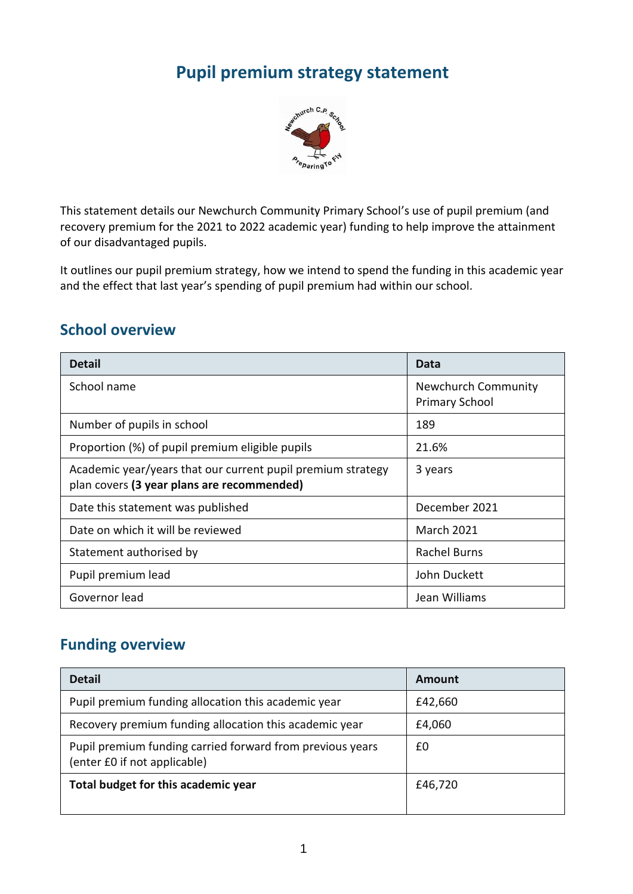# Pupil premium strategy statement

This statement details our Newchurch Community Primary School's use of pupil premium (and recovery premium for the 2021 to 2022 academic year) funding to help improve the attainment of our disadvantaged pupils.

It outlines our pupil premium strategy, how we intend to spend the funding in this academic year and the effect that last year's spending of pupil premium had within our school.

## School overview

| Detail | Data |
|---|---|
| School name | Newchurch Community Primary School |
| Number of pupils in school | 189 |
| Proportion (%) of pupil premium eligible pupils | 21.6% |
| Academic year/years that our current pupil premium strategy plan covers **(3 year plans are recommended)** | 3 years |
| Date this statement was published | December 2021 |
| Date on which it will be reviewed | March 2021 |
| Statement authorised by | Rachel Burns |
| Pupil premium lead | John Duckett |
| Governor lead | Jean Williams |

## Funding overview

| Detail | Amount |
|---|---|
| Pupil premium funding allocation this academic year | £42,660 |
| Recovery premium funding allocation this academic year | £4,060 |
| Pupil premium funding carried forward from previous years (enter £0 if not applicable) | £0 |
| **Total budget for this academic year** | £46,720 |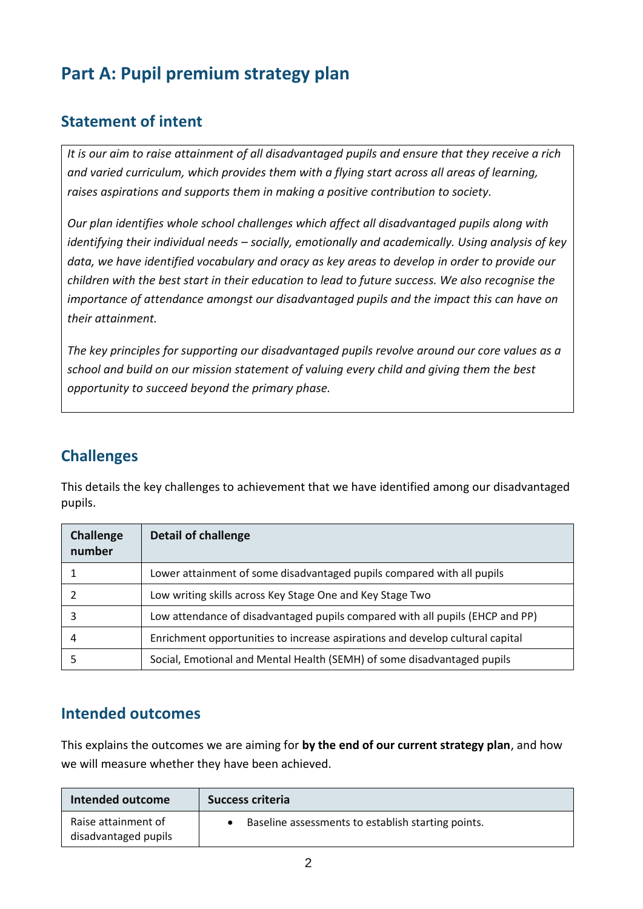# Part A: Pupil premium strategy plan

## Statement of intent

*It is our aim to raise attainment of all disadvantaged pupils and ensure that they receive a rich and varied curriculum, which provides them with a flying start across all areas of learning, raises aspirations and supports them in making a positive contribution to society.*

*Our plan identifies whole school challenges which affect all disadvantaged pupils along with identifying their individual needs – socially, emotionally and academically. Using analysis of key data, we have identified vocabulary and oracy as key areas to develop in order to provide our children with the best start in their education to lead to future success. We also recognise the importance of attendance amongst our disadvantaged pupils and the impact this can have on their attainment.*

*The key principles for supporting our disadvantaged pupils revolve around our core values as a school and build on our mission statement of valuing every child and giving them the best opportunity to succeed beyond the primary phase.*

## Challenges

This details the key challenges to achievement that we have identified among our disadvantaged pupils.

| Challenge number | Detail of challenge |
|---|---|
| 1 | Lower attainment of some disadvantaged pupils compared with all pupils |
| 2 | Low writing skills across Key Stage One and Key Stage Two |
| 3 | Low attendance of disadvantaged pupils compared with all pupils (EHCP and PP) |
| 4 | Enrichment opportunities to increase aspirations and develop cultural capital |
| 5 | Social, Emotional and Mental Health (SEMH) of some disadvantaged pupils |

## Intended outcomes

This explains the outcomes we are aiming for **by the end of our current strategy plan**, and how we will measure whether they have been achieved.

| Intended outcome | Success criteria |
|---|---|
| Raise attainment of disadvantaged pupils | • Baseline assessments to establish starting points. |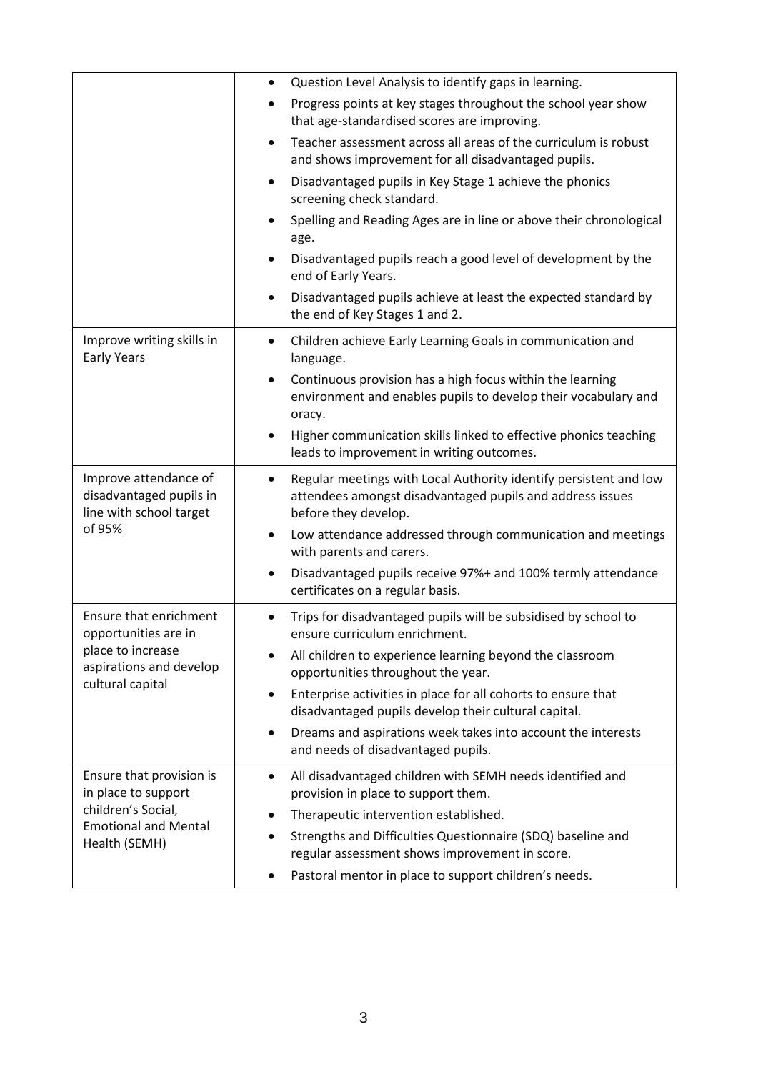| | |
|---|---|
| | • Question Level Analysis to identify gaps in learning.<br>• Progress points at key stages throughout the school year show that age-standardised scores are improving.<br>• Teacher assessment across all areas of the curriculum is robust and shows improvement for all disadvantaged pupils.<br>• Disadvantaged pupils in Key Stage 1 achieve the phonics screening check standard.<br>• Spelling and Reading Ages are in line or above their chronological age.<br>• Disadvantaged pupils reach a good level of development by the end of Early Years.<br>• Disadvantaged pupils achieve at least the expected standard by the end of Key Stages 1 and 2. |
| Improve writing skills in Early Years | • Children achieve Early Learning Goals in communication and language.<br>• Continuous provision has a high focus within the learning environment and enables pupils to develop their vocabulary and oracy.<br>• Higher communication skills linked to effective phonics teaching leads to improvement in writing outcomes. |
| Improve attendance of disadvantaged pupils in line with school target of 95% | • Regular meetings with Local Authority identify persistent and low attendees amongst disadvantaged pupils and address issues before they develop.<br>• Low attendance addressed through communication and meetings with parents and carers.<br>• Disadvantaged pupils receive 97%+ and 100% termly attendance certificates on a regular basis. |
| Ensure that enrichment opportunities are in place to increase aspirations and develop cultural capital | • Trips for disadvantaged pupils will be subsidised by school to ensure curriculum enrichment.<br>• All children to experience learning beyond the classroom opportunities throughout the year.<br>• Enterprise activities in place for all cohorts to ensure that disadvantaged pupils develop their cultural capital.<br>• Dreams and aspirations week takes into account the interests and needs of disadvantaged pupils. |
| Ensure that provision is in place to support children's Social, Emotional and Mental Health (SEMH) | • All disadvantaged children with SEMH needs identified and provision in place to support them.<br>• Therapeutic intervention established.<br>• Strengths and Difficulties Questionnaire (SDQ) baseline and regular assessment shows improvement in score.<br>• Pastoral mentor in place to support children's needs. |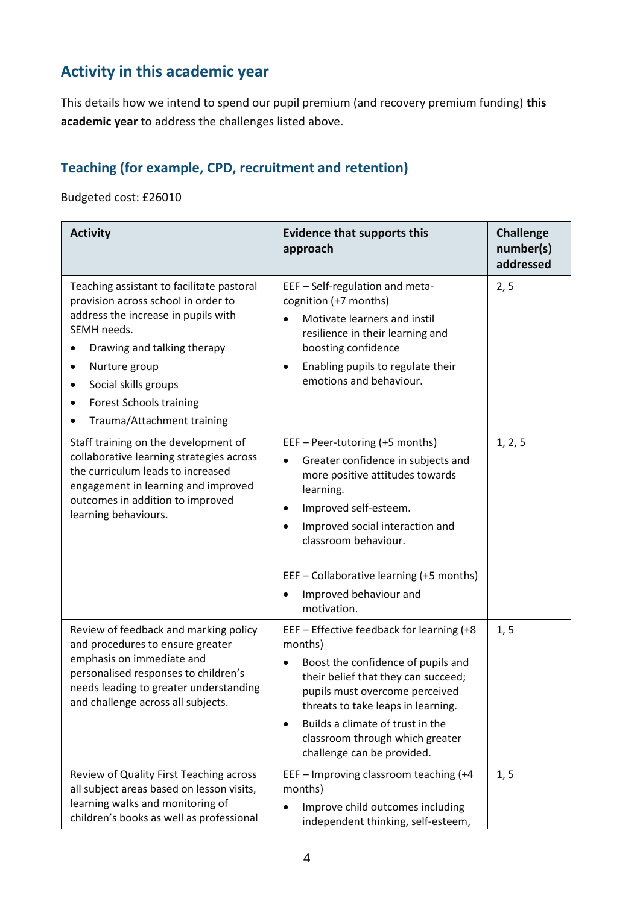## Activity in this academic year

This details how we intend to spend our pupil premium (and recovery premium funding) **this academic year** to address the challenges listed above.

### Teaching (for example, CPD, recruitment and retention)

Budgeted cost: £26010

| Activity | Evidence that supports this approach | Challenge number(s) addressed |
|---|---|---|
| Teaching assistant to facilitate pastoral provision across school in order to address the increase in pupils with SEMH needs.<br>• Drawing and talking therapy<br>• Nurture group<br>• Social skills groups<br>• Forest Schools training<br>• Trauma/Attachment training | EEF – Self-regulation and meta-cognition (+7 months)<br>• Motivate learners and instil resilience in their learning and boosting confidence<br>• Enabling pupils to regulate their emotions and behaviour. | 2, 5 |
| Staff training on the development of collaborative learning strategies across the curriculum leads to increased engagement in learning and improved outcomes in addition to improved learning behaviours. | EEF – Peer-tutoring (+5 months)<br>• Greater confidence in subjects and more positive attitudes towards learning.<br>• Improved self-esteem.<br>• Improved social interaction and classroom behaviour.<br><br>EEF – Collaborative learning (+5 months)<br>• Improved behaviour and motivation. | 1, 2, 5 |
| Review of feedback and marking policy and procedures to ensure greater emphasis on immediate and personalised responses to children's needs leading to greater understanding and challenge across all subjects. | EEF – Effective feedback for learning (+8 months)<br>• Boost the confidence of pupils and their belief that they can succeed; pupils must overcome perceived threats to take leaps in learning.<br>• Builds a climate of trust in the classroom through which greater challenge can be provided. | 1, 5 |
| Review of Quality First Teaching across all subject areas based on lesson visits, learning walks and monitoring of children's books as well as professional | EEF – Improving classroom teaching (+4 months)<br>• Improve child outcomes including independent thinking, self-esteem, | 1, 5 |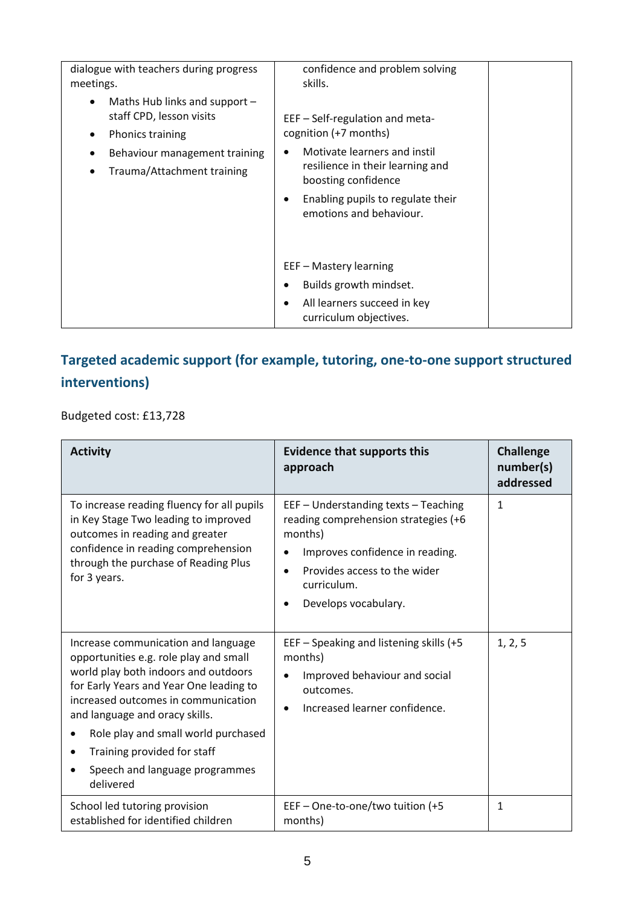| | | |
|---|---|---|
| dialogue with teachers during progress meetings.<br>• Maths Hub links and support – staff CPD, lesson visits<br>• Phonics training<br>• Behaviour management training<br>• Trauma/Attachment training | confidence and problem solving skills.<br><br>EEF – Self-regulation and meta-cognition (+7 months)<br>• Motivate learners and instil resilience in their learning and boosting confidence<br>• Enabling pupils to regulate their emotions and behaviour.<br><br>EEF – Mastery learning<br>• Builds growth mindset.<br>• All learners succeed in key curriculum objectives. | |

## Targeted academic support (for example, tutoring, one-to-one support structured interventions)

Budgeted cost: £13,728

| Activity | Evidence that supports this approach | Challenge number(s) addressed |
|---|---|---|
| To increase reading fluency for all pupils in Key Stage Two leading to improved outcomes in reading and greater confidence in reading comprehension through the purchase of Reading Plus for 3 years. | EEF – Understanding texts – Teaching reading comprehension strategies (+6 months)<br>• Improves confidence in reading.<br>• Provides access to the wider curriculum.<br>• Develops vocabulary. | 1 |
| Increase communication and language opportunities e.g. role play and small world play both indoors and outdoors for Early Years and Year One leading to increased outcomes in communication and language and oracy skills.<br>• Role play and small world purchased<br>• Training provided for staff<br>• Speech and language programmes delivered | EEF – Speaking and listening skills (+5 months)<br>• Improved behaviour and social outcomes.<br>• Increased learner confidence. | 1, 2, 5 |
| School led tutoring provision established for identified children | EEF – One-to-one/two tuition (+5 months) | 1 |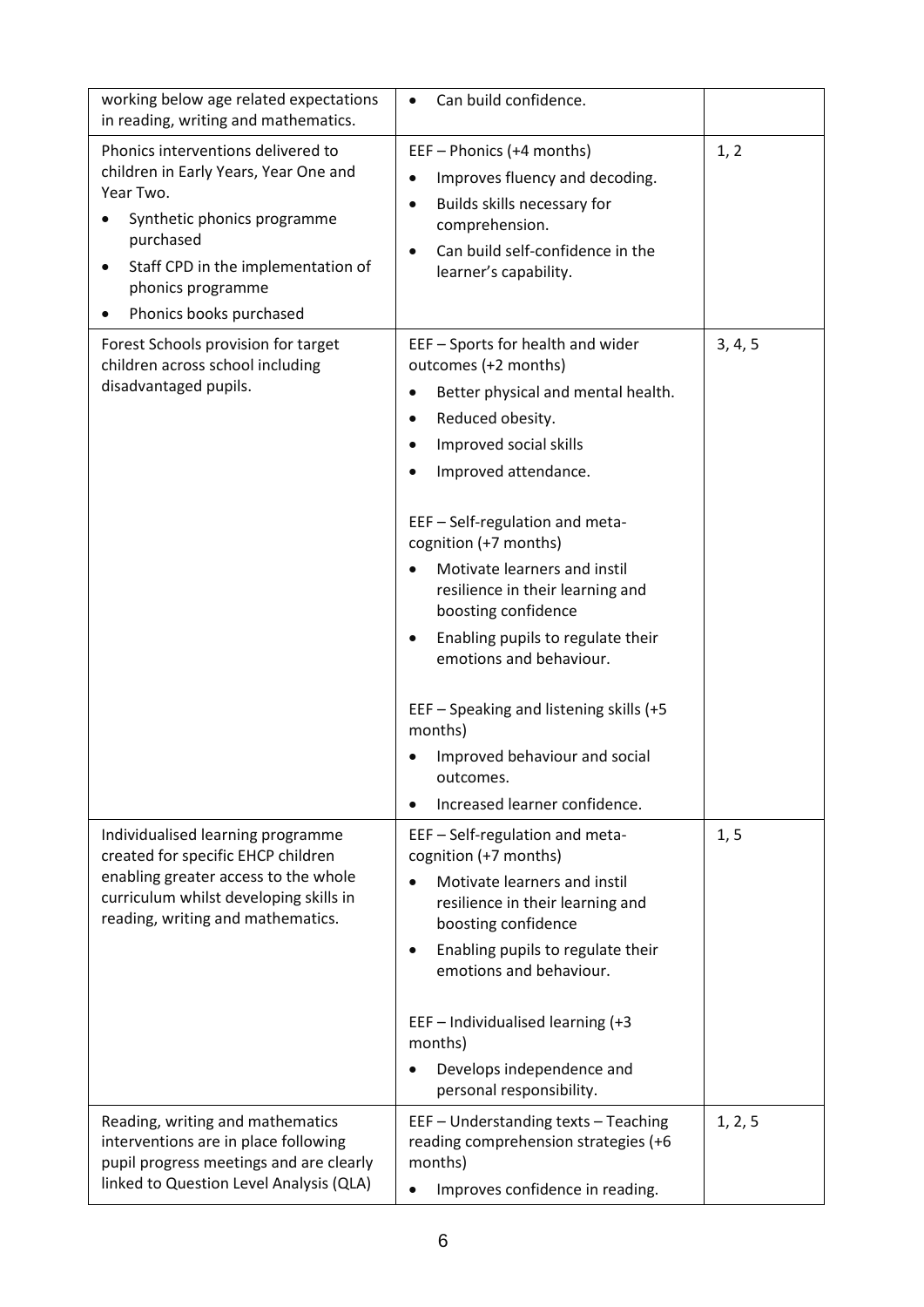| | | |
|---|---|---|
| working below age related expectations in reading, writing and mathematics. | • Can build confidence. | |
| Phonics interventions delivered to children in Early Years, Year One and Year Two.<br>• Synthetic phonics programme purchased<br>• Staff CPD in the implementation of phonics programme<br>• Phonics books purchased | EEF – Phonics (+4 months)<br>• Improves fluency and decoding.<br>• Builds skills necessary for comprehension.<br>• Can build self-confidence in the learner's capability. | 1, 2 |
| Forest Schools provision for target children across school including disadvantaged pupils. | EEF – Sports for health and wider outcomes (+2 months)<br>• Better physical and mental health.<br>• Reduced obesity.<br>• Improved social skills<br>• Improved attendance.<br><br>EEF – Self-regulation and meta-cognition (+7 months)<br>• Motivate learners and instil resilience in their learning and boosting confidence<br>• Enabling pupils to regulate their emotions and behaviour.<br><br>EEF – Speaking and listening skills (+5 months)<br>• Improved behaviour and social outcomes.<br>• Increased learner confidence. | 3, 4, 5 |
| Individualised learning programme created for specific EHCP children enabling greater access to the whole curriculum whilst developing skills in reading, writing and mathematics. | EEF – Self-regulation and meta-cognition (+7 months)<br>• Motivate learners and instil resilience in their learning and boosting confidence<br>• Enabling pupils to regulate their emotions and behaviour.<br><br>EEF – Individualised learning (+3 months)<br>• Develops independence and personal responsibility. | 1, 5 |
| Reading, writing and mathematics interventions are in place following pupil progress meetings and are clearly linked to Question Level Analysis (QLA) | EEF – Understanding texts – Teaching reading comprehension strategies (+6 months)<br>• Improves confidence in reading. | 1, 2, 5 |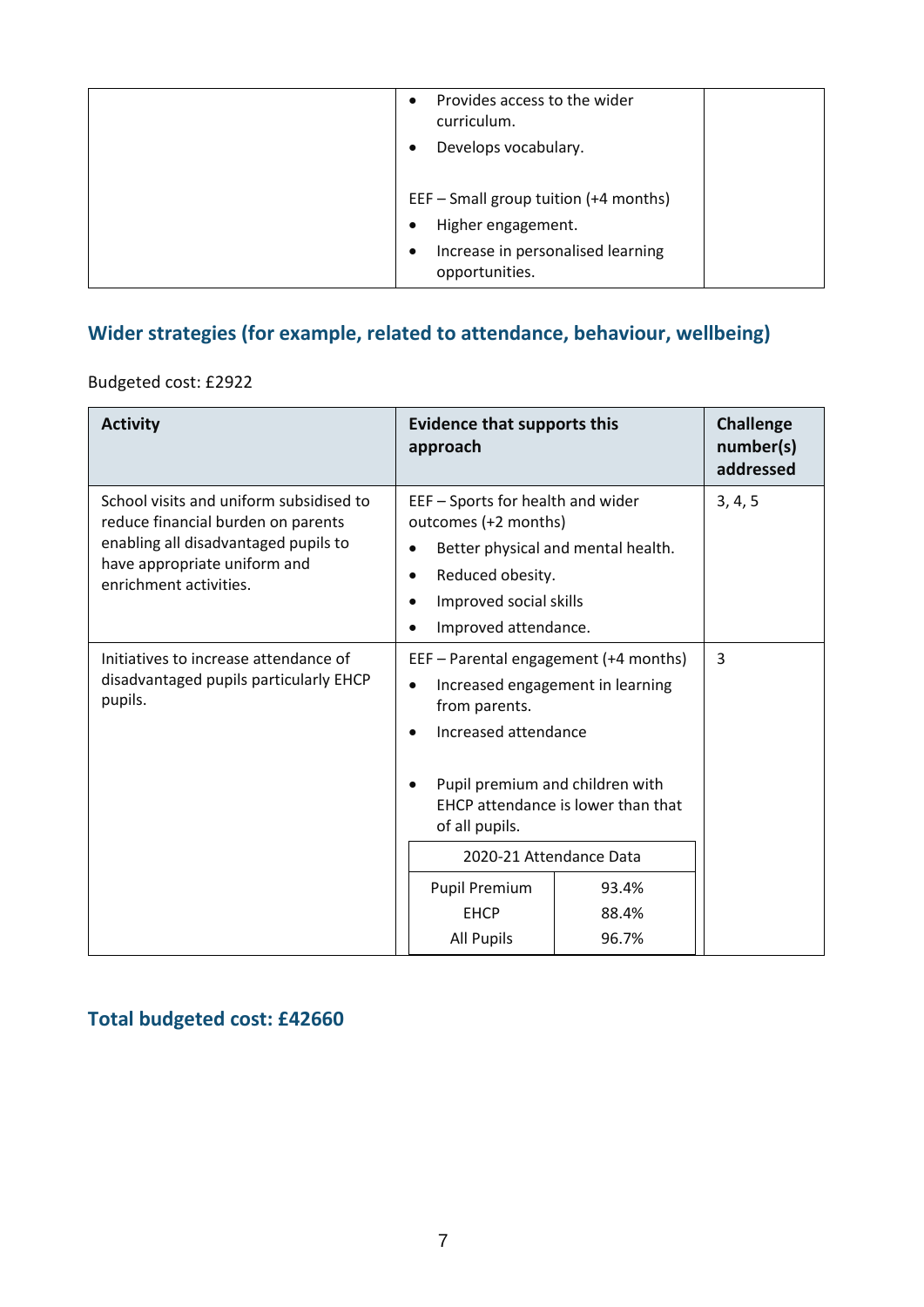| | | |
|---|---|---|
| | • Provides access to the wider curriculum.<br>• Develops vocabulary.<br><br>EEF – Small group tuition (+4 months)<br>• Higher engagement.<br>• Increase in personalised learning opportunities. | |

## Wider strategies (for example, related to attendance, behaviour, wellbeing)

Budgeted cost: £2922

| Activity | Evidence that supports this approach | Challenge number(s) addressed |
|---|---|---|
| School visits and uniform subsidised to reduce financial burden on parents enabling all disadvantaged pupils to have appropriate uniform and enrichment activities. | EEF – Sports for health and wider outcomes (+2 months)<br>• Better physical and mental health.<br>• Reduced obesity.<br>• Improved social skills<br>• Improved attendance. | 3, 4, 5 |
| Initiatives to increase attendance of disadvantaged pupils particularly EHCP pupils. | EEF – Parental engagement (+4 months)<br>• Increased engagement in learning from parents.<br>• Increased attendance<br><br>• Pupil premium and children with EHCP attendance is lower than that of all pupils.<br><br>2020-21 Attendance Data<br>Pupil Premium: 93.4%<br>EHCP: 88.4%<br>All Pupils: 96.7% | 3 |

## Total budgeted cost: £42660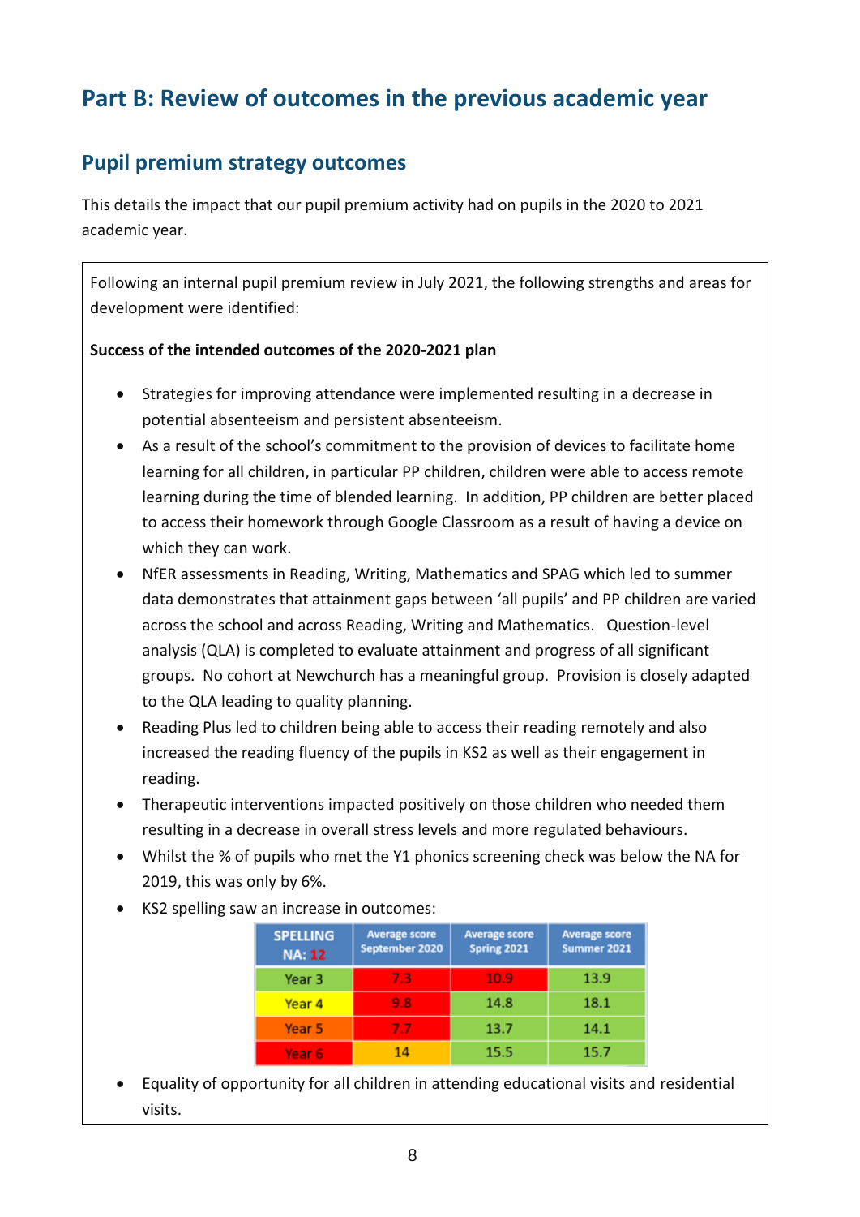# Part B: Review of outcomes in the previous academic year

## Pupil premium strategy outcomes

This details the impact that our pupil premium activity had on pupils in the 2020 to 2021 academic year.

Following an internal pupil premium review in July 2021, the following strengths and areas for development were identified:

**Success of the intended outcomes of the 2020-2021 plan**

- Strategies for improving attendance were implemented resulting in a decrease in potential absenteeism and persistent absenteeism.
- As a result of the school's commitment to the provision of devices to facilitate home learning for all children, in particular PP children, children were able to access remote learning during the time of blended learning. In addition, PP children are better placed to access their homework through Google Classroom as a result of having a device on which they can work.
- NfER assessments in Reading, Writing, Mathematics and SPAG which led to summer data demonstrates that attainment gaps between 'all pupils' and PP children are varied across the school and across Reading, Writing and Mathematics. Question-level analysis (QLA) is completed to evaluate attainment and progress of all significant groups. No cohort at Newchurch has a meaningful group. Provision is closely adapted to the QLA leading to quality planning.
- Reading Plus led to children being able to access their reading remotely and also increased the reading fluency of the pupils in KS2 as well as their engagement in reading.
- Therapeutic interventions impacted positively on those children who needed them resulting in a decrease in overall stress levels and more regulated behaviours.
- Whilst the % of pupils who met the Y1 phonics screening check was below the NA for 2019, this was only by 6%.
- KS2 spelling saw an increase in outcomes:

| SPELLING NA: 12 | Average score September 2020 | Average score Spring 2021 | Average score Summer 2021 |
|---|---|---|---|
| Year 3 | 7.3 | 10.9 | 13.9 |
| Year 4 | 9.8 | 14.8 | 18.1 |
| Year 5 | 7.7 | 13.7 | 14.1 |
| Year 6 | 14 | 15.5 | 15.7 |

- Equality of opportunity for all children in attending educational visits and residential visits.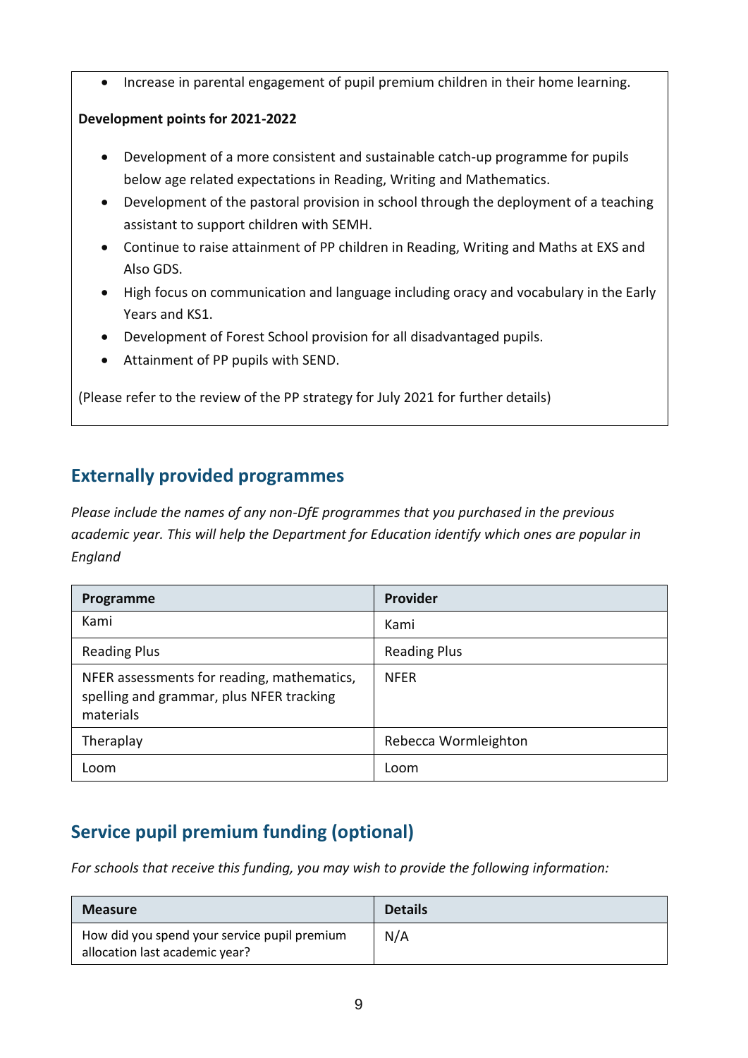- Increase in parental engagement of pupil premium children in their home learning.

**Development points for 2021-2022**

- Development of a more consistent and sustainable catch-up programme for pupils below age related expectations in Reading, Writing and Mathematics.
- Development of the pastoral provision in school through the deployment of a teaching assistant to support children with SEMH.
- Continue to raise attainment of PP children in Reading, Writing and Maths at EXS and Also GDS.
- High focus on communication and language including oracy and vocabulary in the Early Years and KS1.
- Development of Forest School provision for all disadvantaged pupils.
- Attainment of PP pupils with SEND.

(Please refer to the review of the PP strategy for July 2021 for further details)

## Externally provided programmes

*Please include the names of any non-DfE programmes that you purchased in the previous academic year. This will help the Department for Education identify which ones are popular in England*

| Programme | Provider |
|---|---|
| Kami | Kami |
| Reading Plus | Reading Plus |
| NFER assessments for reading, mathematics, spelling and grammar, plus NFER tracking materials | NFER |
| Theraplay | Rebecca Wormleighton |
| Loom | Loom |

## Service pupil premium funding (optional)

*For schools that receive this funding, you may wish to provide the following information:*

| Measure | Details |
|---|---|
| How did you spend your service pupil premium allocation last academic year? | N/A |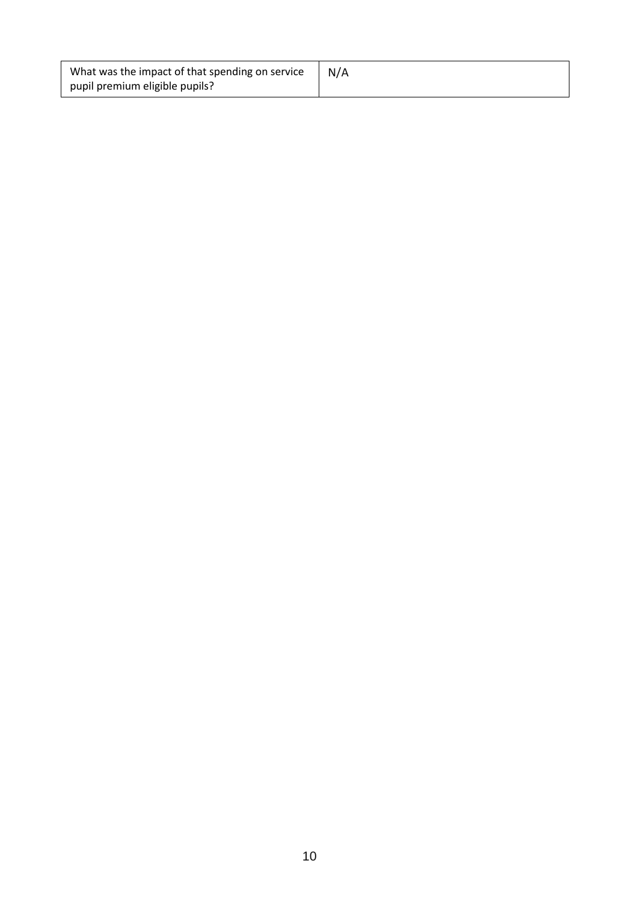| | |
| --- | --- |
| What was the impact of that spending on service pupil premium eligible pupils? | N/A |